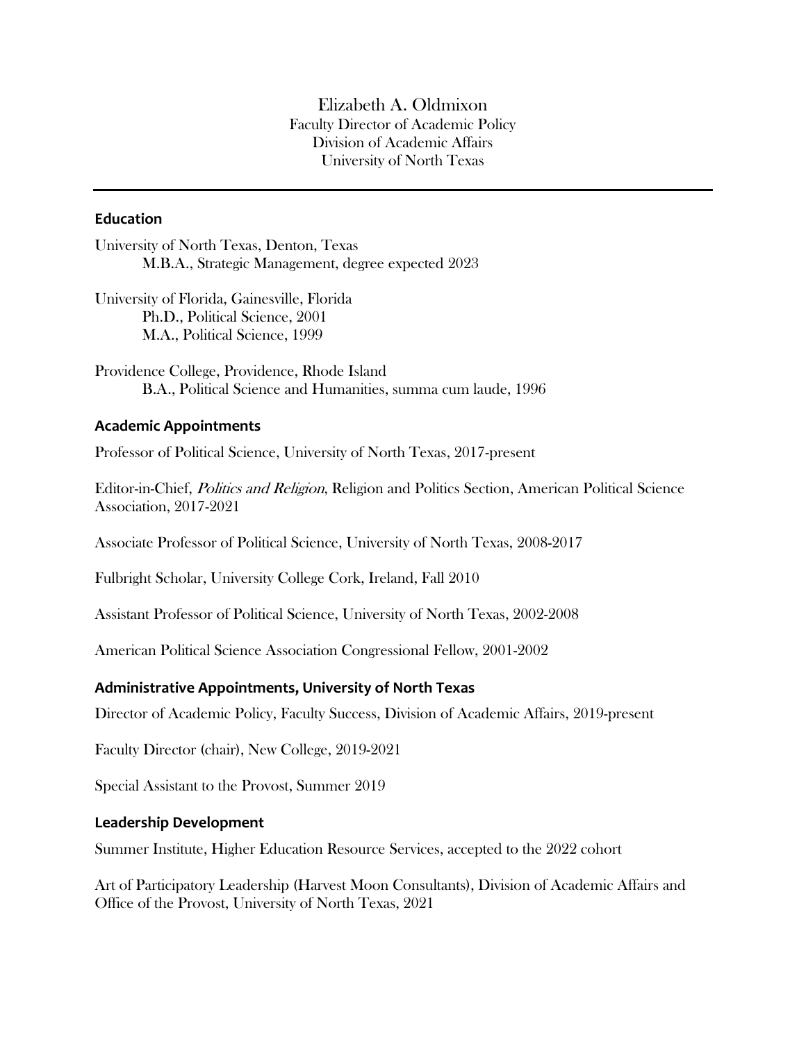# Elizabeth A. Oldmixon

Faculty Director of Academic Policy
Division of Academic Affairs
University of North Texas

---

## Education

University of North Texas, Denton, Texas
M.B.A., Strategic Management, degree expected 2023

University of Florida, Gainesville, Florida
Ph.D., Political Science, 2001
M.A., Political Science, 1999

Providence College, Providence, Rhode Island
B.A., Political Science and Humanities, summa cum laude, 1996

## Academic Appointments

Professor of Political Science, University of North Texas, 2017-present

Editor-in-Chief, *Politics and Religion*, Religion and Politics Section, American Political Science Association, 2017-2021

Associate Professor of Political Science, University of North Texas, 2008-2017

Fulbright Scholar, University College Cork, Ireland, Fall 2010

Assistant Professor of Political Science, University of North Texas, 2002-2008

American Political Science Association Congressional Fellow, 2001-2002

## Administrative Appointments, University of North Texas

Director of Academic Policy, Faculty Success, Division of Academic Affairs, 2019-present

Faculty Director (chair), New College, 2019-2021

Special Assistant to the Provost, Summer 2019

## Leadership Development

Summer Institute, Higher Education Resource Services, accepted to the 2022 cohort

Art of Participatory Leadership (Harvest Moon Consultants), Division of Academic Affairs and Office of the Provost, University of North Texas, 2021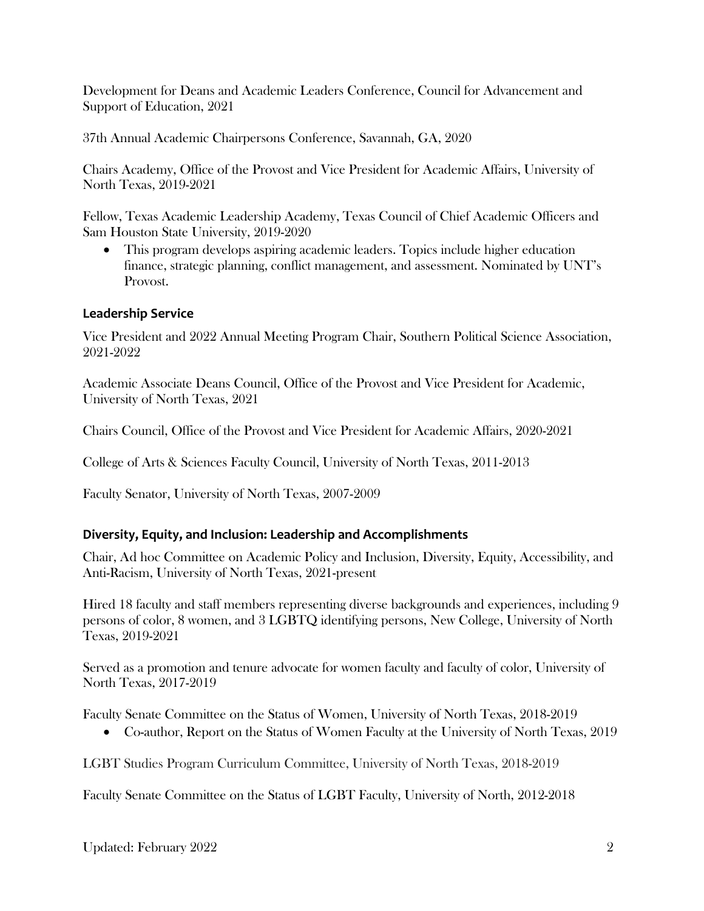Development for Deans and Academic Leaders Conference, Council for Advancement and Support of Education, 2021

37th Annual Academic Chairpersons Conference, Savannah, GA, 2020

Chairs Academy, Office of the Provost and Vice President for Academic Affairs, University of North Texas, 2019-2021

Fellow, Texas Academic Leadership Academy, Texas Council of Chief Academic Officers and Sam Houston State University, 2019-2020

- This program develops aspiring academic leaders. Topics include higher education finance, strategic planning, conflict management, and assessment. Nominated by UNT's Provost.

### Leadership Service

Vice President and 2022 Annual Meeting Program Chair, Southern Political Science Association, 2021-2022

Academic Associate Deans Council, Office of the Provost and Vice President for Academic, University of North Texas, 2021

Chairs Council, Office of the Provost and Vice President for Academic Affairs, 2020-2021

College of Arts & Sciences Faculty Council, University of North Texas, 2011-2013

Faculty Senator, University of North Texas, 2007-2009

### Diversity, Equity, and Inclusion: Leadership and Accomplishments

Chair, Ad hoc Committee on Academic Policy and Inclusion, Diversity, Equity, Accessibility, and Anti-Racism, University of North Texas, 2021-present

Hired 18 faculty and staff members representing diverse backgrounds and experiences, including 9 persons of color, 8 women, and 3 LGBTQ identifying persons, New College, University of North Texas, 2019-2021

Served as a promotion and tenure advocate for women faculty and faculty of color, University of North Texas, 2017-2019

Faculty Senate Committee on the Status of Women, University of North Texas, 2018-2019

- Co-author, Report on the Status of Women Faculty at the University of North Texas, 2019

LGBT Studies Program Curriculum Committee, University of North Texas, 2018-2019

Faculty Senate Committee on the Status of LGBT Faculty, University of North, 2012-2018

Updated: February 2022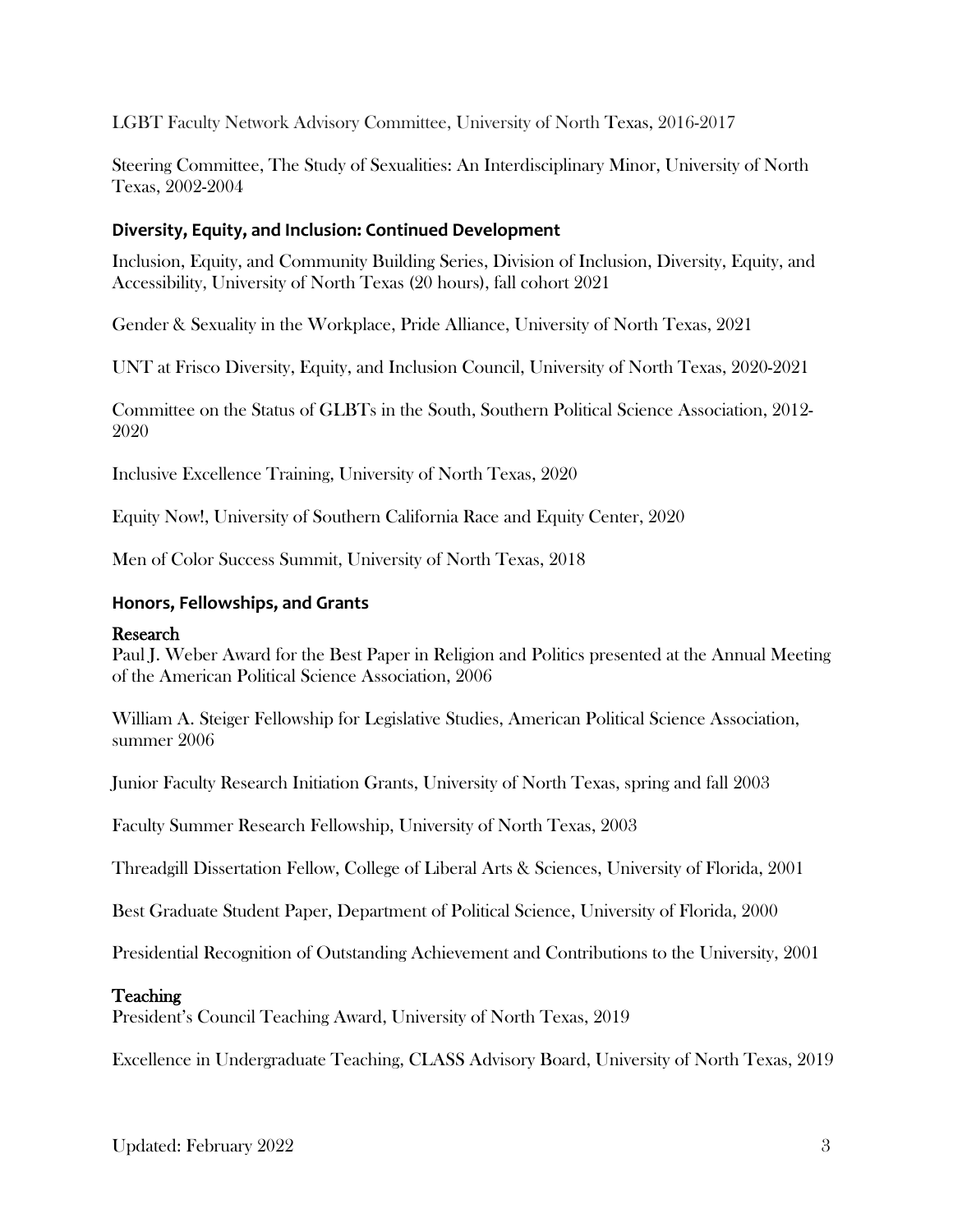LGBT Faculty Network Advisory Committee, University of North Texas, 2016-2017

Steering Committee, The Study of Sexualities: An Interdisciplinary Minor, University of North Texas, 2002-2004

### Diversity, Equity, and Inclusion: Continued Development

Inclusion, Equity, and Community Building Series, Division of Inclusion, Diversity, Equity, and Accessibility, University of North Texas (20 hours), fall cohort 2021

Gender & Sexuality in the Workplace, Pride Alliance, University of North Texas, 2021

UNT at Frisco Diversity, Equity, and Inclusion Council, University of North Texas, 2020-2021

Committee on the Status of GLBTs in the South, Southern Political Science Association, 2012-2020

Inclusive Excellence Training, University of North Texas, 2020

Equity Now!, University of Southern California Race and Equity Center, 2020

Men of Color Success Summit, University of North Texas, 2018

### Honors, Fellowships, and Grants

#### Research

Paul J. Weber Award for the Best Paper in Religion and Politics presented at the Annual Meeting of the American Political Science Association, 2006

William A. Steiger Fellowship for Legislative Studies, American Political Science Association, summer 2006

Junior Faculty Research Initiation Grants, University of North Texas, spring and fall 2003

Faculty Summer Research Fellowship, University of North Texas, 2003

Threadgill Dissertation Fellow, College of Liberal Arts & Sciences, University of Florida, 2001

Best Graduate Student Paper, Department of Political Science, University of Florida, 2000

Presidential Recognition of Outstanding Achievement and Contributions to the University, 2001

#### Teaching

President's Council Teaching Award, University of North Texas, 2019

Excellence in Undergraduate Teaching, CLASS Advisory Board, University of North Texas, 2019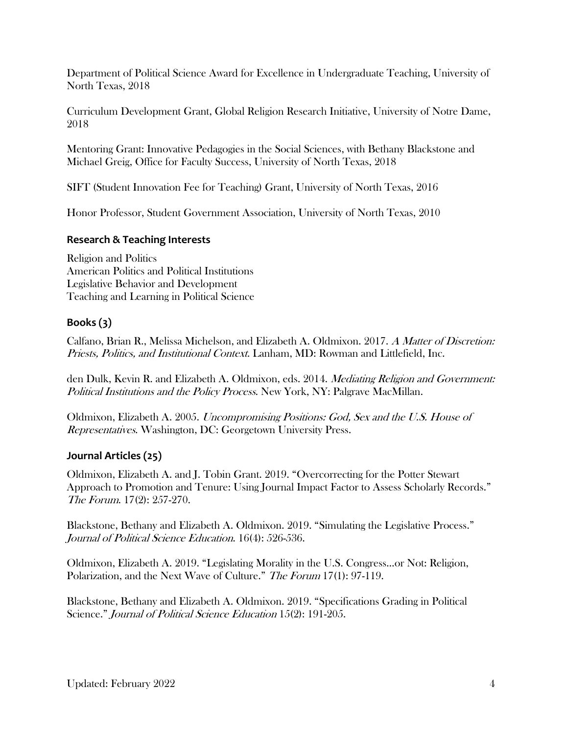Department of Political Science Award for Excellence in Undergraduate Teaching, University of North Texas, 2018

Curriculum Development Grant, Global Religion Research Initiative, University of Notre Dame, 2018

Mentoring Grant: Innovative Pedagogies in the Social Sciences, with Bethany Blackstone and Michael Greig, Office for Faculty Success, University of North Texas, 2018

SIFT (Student Innovation Fee for Teaching) Grant, University of North Texas, 2016

Honor Professor, Student Government Association, University of North Texas, 2010

## Research & Teaching Interests

Religion and Politics
American Politics and Political Institutions
Legislative Behavior and Development
Teaching and Learning in Political Science

## Books (3)

Calfano, Brian R., Melissa Michelson, and Elizabeth A. Oldmixon. 2017. *A Matter of Discretion: Priests, Politics, and Institutional Context*. Lanham, MD: Rowman and Littlefield, Inc.

den Dulk, Kevin R. and Elizabeth A. Oldmixon, eds. 2014. *Mediating Religion and Government: Political Institutions and the Policy Process*. New York, NY: Palgrave MacMillan.

Oldmixon, Elizabeth A. 2005. *Uncompromising Positions: God, Sex and the U.S. House of Representatives*. Washington, DC: Georgetown University Press.

## Journal Articles (25)

Oldmixon, Elizabeth A. and J. Tobin Grant. 2019. "Overcorrecting for the Potter Stewart Approach to Promotion and Tenure: Using Journal Impact Factor to Assess Scholarly Records." *The Forum*. 17(2): 257-270.

Blackstone, Bethany and Elizabeth A. Oldmixon. 2019. "Simulating the Legislative Process." *Journal of Political Science Education*. 16(4): 526-536.

Oldmixon, Elizabeth A. 2019. "Legislating Morality in the U.S. Congress…or Not: Religion, Polarization, and the Next Wave of Culture." *The Forum* 17(1): 97-119.

Blackstone, Bethany and Elizabeth A. Oldmixon. 2019. "Specifications Grading in Political Science." *Journal of Political Science Education* 15(2): 191-205.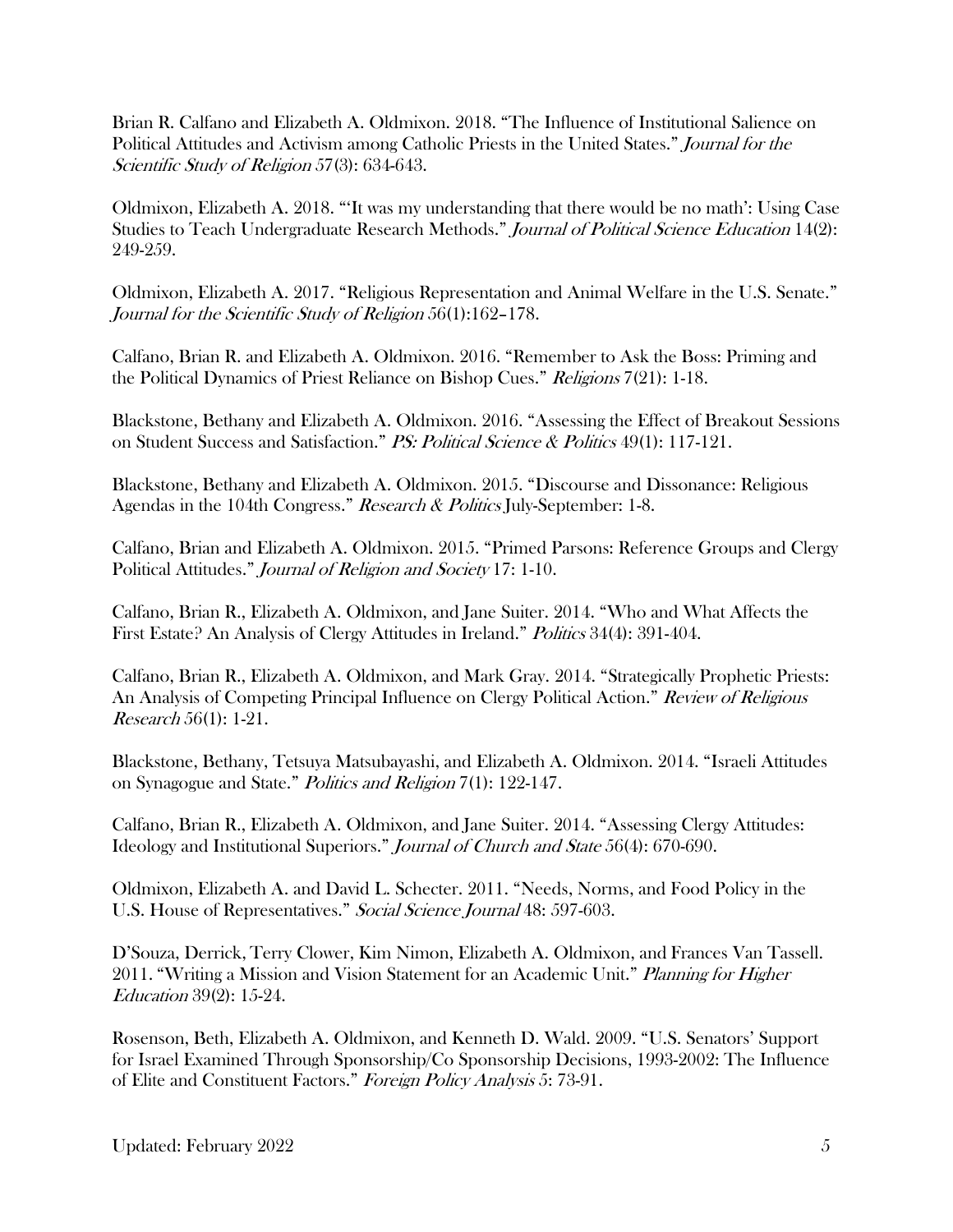Brian R. Calfano and Elizabeth A. Oldmixon. 2018. "The Influence of Institutional Salience on Political Attitudes and Activism among Catholic Priests in the United States." *Journal for the Scientific Study of Religion* 57(3): 634-643.

Oldmixon, Elizabeth A. 2018. "'It was my understanding that there would be no math': Using Case Studies to Teach Undergraduate Research Methods." *Journal of Political Science Education* 14(2): 249-259.

Oldmixon, Elizabeth A. 2017. "Religious Representation and Animal Welfare in the U.S. Senate." *Journal for the Scientific Study of Religion* 56(1):162–178.

Calfano, Brian R. and Elizabeth A. Oldmixon. 2016. "Remember to Ask the Boss: Priming and the Political Dynamics of Priest Reliance on Bishop Cues." *Religions* 7(21): 1-18.

Blackstone, Bethany and Elizabeth A. Oldmixon. 2016. "Assessing the Effect of Breakout Sessions on Student Success and Satisfaction." *PS: Political Science & Politics* 49(1): 117-121.

Blackstone, Bethany and Elizabeth A. Oldmixon. 2015. "Discourse and Dissonance: Religious Agendas in the 104th Congress." *Research & Politics* July-September: 1-8.

Calfano, Brian and Elizabeth A. Oldmixon. 2015. "Primed Parsons: Reference Groups and Clergy Political Attitudes." *Journal of Religion and Society* 17: 1-10.

Calfano, Brian R., Elizabeth A. Oldmixon, and Jane Suiter. 2014. "Who and What Affects the First Estate? An Analysis of Clergy Attitudes in Ireland." *Politics* 34(4): 391-404.

Calfano, Brian R., Elizabeth A. Oldmixon, and Mark Gray. 2014. "Strategically Prophetic Priests: An Analysis of Competing Principal Influence on Clergy Political Action." *Review of Religious Research* 56(1): 1-21.

Blackstone, Bethany, Tetsuya Matsubayashi, and Elizabeth A. Oldmixon. 2014. "Israeli Attitudes on Synagogue and State." *Politics and Religion* 7(1): 122-147.

Calfano, Brian R., Elizabeth A. Oldmixon, and Jane Suiter. 2014. "Assessing Clergy Attitudes: Ideology and Institutional Superiors." *Journal of Church and State* 56(4): 670-690.

Oldmixon, Elizabeth A. and David L. Schecter. 2011. "Needs, Norms, and Food Policy in the U.S. House of Representatives." *Social Science Journal* 48: 597-603.

D'Souza, Derrick, Terry Clower, Kim Nimon, Elizabeth A. Oldmixon, and Frances Van Tassell. 2011. "Writing a Mission and Vision Statement for an Academic Unit." *Planning for Higher Education* 39(2): 15-24.

Rosenson, Beth, Elizabeth A. Oldmixon, and Kenneth D. Wald. 2009. "U.S. Senators' Support for Israel Examined Through Sponsorship/Co Sponsorship Decisions, 1993-2002: The Influence of Elite and Constituent Factors." *Foreign Policy Analysis* 5: 73-91.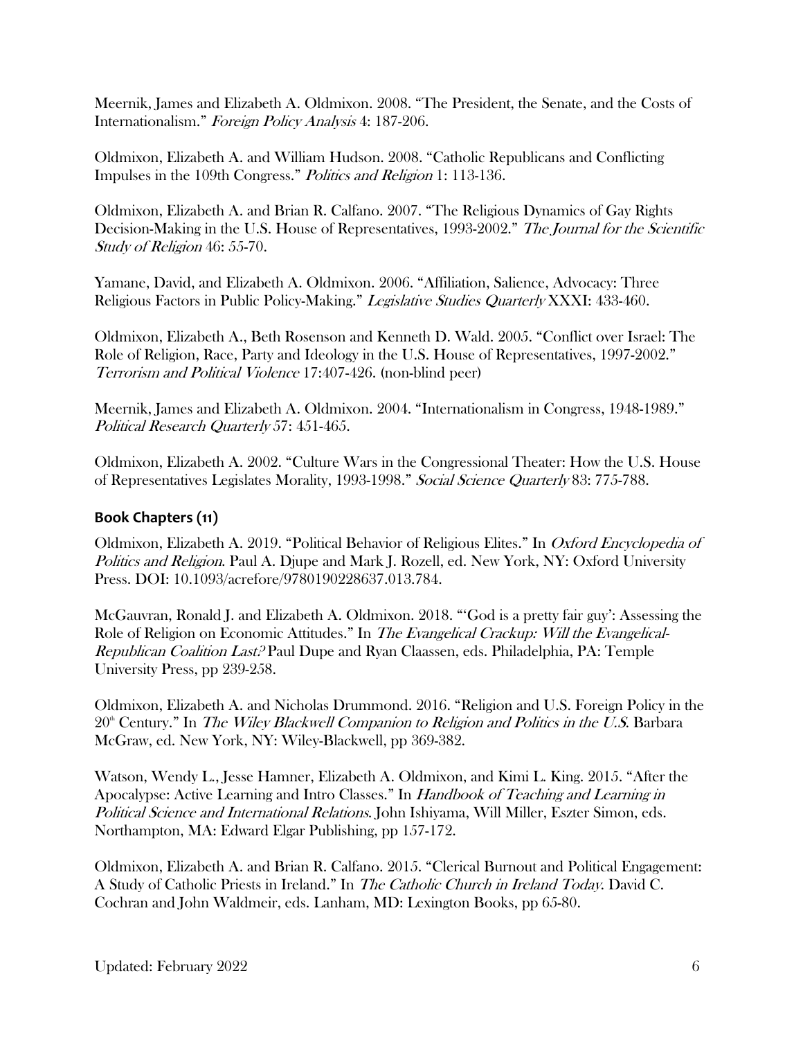Meernik, James and Elizabeth A. Oldmixon. 2008. "The President, the Senate, and the Costs of Internationalism." *Foreign Policy Analysis* 4: 187-206.

Oldmixon, Elizabeth A. and William Hudson. 2008. "Catholic Republicans and Conflicting Impulses in the 109th Congress." *Politics and Religion* 1: 113-136.

Oldmixon, Elizabeth A. and Brian R. Calfano. 2007. "The Religious Dynamics of Gay Rights Decision-Making in the U.S. House of Representatives, 1993-2002." *The Journal for the Scientific Study of Religion* 46: 55-70.

Yamane, David, and Elizabeth A. Oldmixon. 2006. "Affiliation, Salience, Advocacy: Three Religious Factors in Public Policy-Making." *Legislative Studies Quarterly* XXXI: 433-460.

Oldmixon, Elizabeth A., Beth Rosenson and Kenneth D. Wald. 2005. "Conflict over Israel: The Role of Religion, Race, Party and Ideology in the U.S. House of Representatives, 1997-2002." *Terrorism and Political Violence* 17:407-426. (non-blind peer)

Meernik, James and Elizabeth A. Oldmixon. 2004. "Internationalism in Congress, 1948-1989." *Political Research Quarterly* 57: 451-465.

Oldmixon, Elizabeth A. 2002. "Culture Wars in the Congressional Theater: How the U.S. House of Representatives Legislates Morality, 1993-1998." *Social Science Quarterly* 83: 775-788.

## Book Chapters (11)

Oldmixon, Elizabeth A. 2019. "Political Behavior of Religious Elites." In *Oxford Encyclopedia of Politics and Religion*. Paul A. Djupe and Mark J. Rozell, ed. New York, NY: Oxford University Press. DOI: 10.1093/acrefore/9780190228637.013.784.

McGauvran, Ronald J. and Elizabeth A. Oldmixon. 2018. "'God is a pretty fair guy': Assessing the Role of Religion on Economic Attitudes." In *The Evangelical Crackup: Will the Evangelical-Republican Coalition Last?* Paul Dupe and Ryan Claassen, eds. Philadelphia, PA: Temple University Press, pp 239-258.

Oldmixon, Elizabeth A. and Nicholas Drummond. 2016. "Religion and U.S. Foreign Policy in the 20th Century." In *The Wiley Blackwell Companion to Religion and Politics in the U.S.* Barbara McGraw, ed. New York, NY: Wiley-Blackwell, pp 369-382.

Watson, Wendy L., Jesse Hamner, Elizabeth A. Oldmixon, and Kimi L. King. 2015. "After the Apocalypse: Active Learning and Intro Classes." In *Handbook of Teaching and Learning in Political Science and International Relations*. John Ishiyama, Will Miller, Eszter Simon, eds. Northampton, MA: Edward Elgar Publishing, pp 157-172.

Oldmixon, Elizabeth A. and Brian R. Calfano. 2015. "Clerical Burnout and Political Engagement: A Study of Catholic Priests in Ireland." In *The Catholic Church in Ireland Today*. David C. Cochran and John Waldmeir, eds. Lanham, MD: Lexington Books, pp 65-80.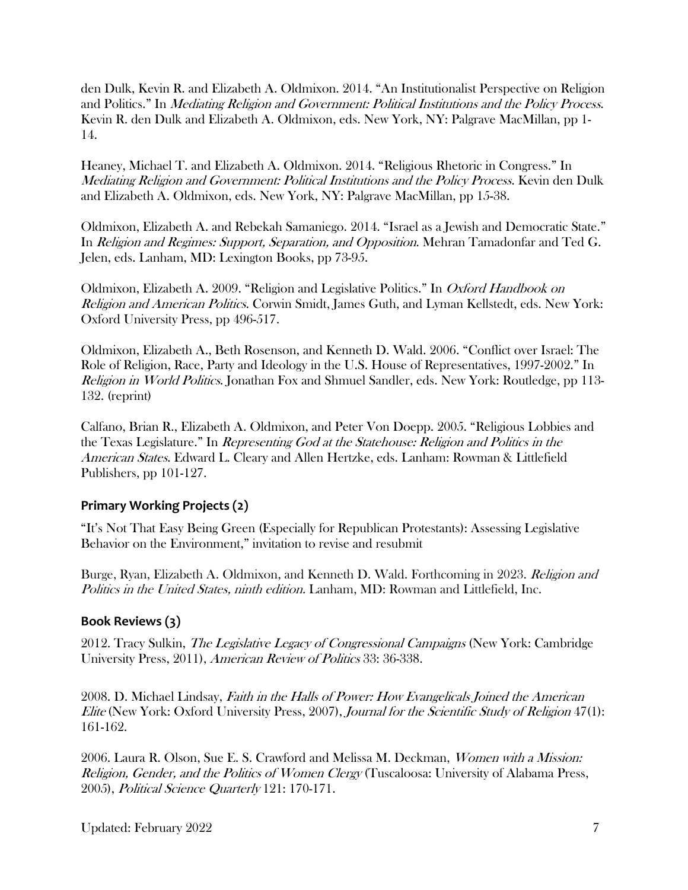den Dulk, Kevin R. and Elizabeth A. Oldmixon. 2014. "An Institutionalist Perspective on Religion and Politics." In *Mediating Religion and Government: Political Institutions and the Policy Process*. Kevin R. den Dulk and Elizabeth A. Oldmixon, eds. New York, NY: Palgrave MacMillan, pp 1-14.

Heaney, Michael T. and Elizabeth A. Oldmixon. 2014. "Religious Rhetoric in Congress." In *Mediating Religion and Government: Political Institutions and the Policy Process*. Kevin den Dulk and Elizabeth A. Oldmixon, eds. New York, NY: Palgrave MacMillan, pp 15-38.

Oldmixon, Elizabeth A. and Rebekah Samaniego. 2014. "Israel as a Jewish and Democratic State." In *Religion and Regimes: Support, Separation, and Opposition*. Mehran Tamadonfar and Ted G. Jelen, eds. Lanham, MD: Lexington Books, pp 73-95.

Oldmixon, Elizabeth A. 2009. "Religion and Legislative Politics." In *Oxford Handbook on Religion and American Politics*. Corwin Smidt, James Guth, and Lyman Kellstedt, eds. New York: Oxford University Press, pp 496-517.

Oldmixon, Elizabeth A., Beth Rosenson, and Kenneth D. Wald. 2006. "Conflict over Israel: The Role of Religion, Race, Party and Ideology in the U.S. House of Representatives, 1997-2002." In *Religion in World Politics*. Jonathan Fox and Shmuel Sandler, eds. New York: Routledge, pp 113-132. (reprint)

Calfano, Brian R., Elizabeth A. Oldmixon, and Peter Von Doepp. 2005. "Religious Lobbies and the Texas Legislature." In *Representing God at the Statehouse: Religion and Politics in the American States*. Edward L. Cleary and Allen Hertzke, eds. Lanham: Rowman & Littlefield Publishers, pp 101-127.

### Primary Working Projects (2)

"It's Not That Easy Being Green (Especially for Republican Protestants): Assessing Legislative Behavior on the Environment," invitation to revise and resubmit

Burge, Ryan, Elizabeth A. Oldmixon, and Kenneth D. Wald. Forthcoming in 2023. *Religion and Politics in the United States, ninth edition.* Lanham, MD: Rowman and Littlefield, Inc.

### Book Reviews (3)

2012. Tracy Sulkin, *The Legislative Legacy of Congressional Campaigns* (New York: Cambridge University Press, 2011), *American Review of Politics* 33: 36-338.

2008. D. Michael Lindsay, *Faith in the Halls of Power: How Evangelicals Joined the American Elite* (New York: Oxford University Press, 2007), *Journal for the Scientific Study of Religion* 47(1): 161-162.

2006. Laura R. Olson, Sue E. S. Crawford and Melissa M. Deckman, *Women with a Mission: Religion, Gender, and the Politics of Women Clergy* (Tuscaloosa: University of Alabama Press, 2005), *Political Science Quarterly* 121: 170-171.

Updated: February 2022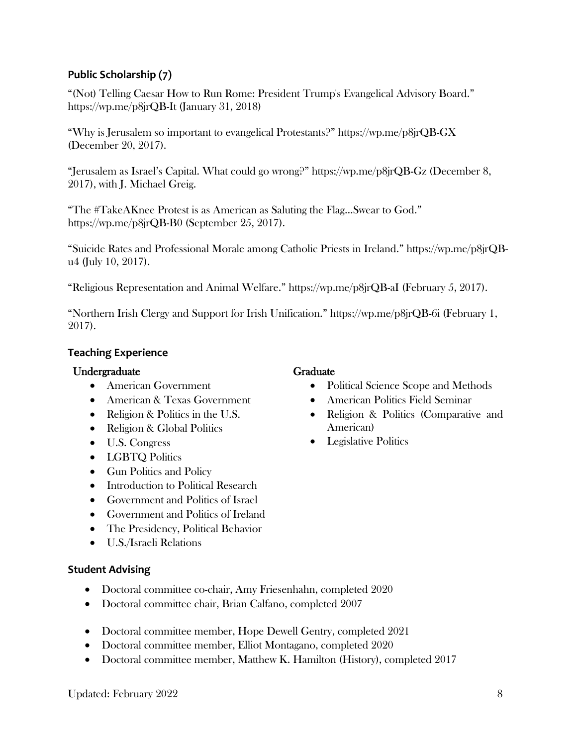### Public Scholarship (7)

"(Not) Telling Caesar How to Run Rome: President Trump's Evangelical Advisory Board." https://wp.me/p8jrQB-It (January 31, 2018)

"Why is Jerusalem so important to evangelical Protestants?" https://wp.me/p8jrQB-GX (December 20, 2017).

"Jerusalem as Israel's Capital. What could go wrong?" https://wp.me/p8jrQB-Gz (December 8, 2017), with J. Michael Greig.

"The #TakeAKnee Protest is as American as Saluting the Flag…Swear to God." https://wp.me/p8jrQB-B0 (September 25, 2017).

"Suicide Rates and Professional Morale among Catholic Priests in Ireland." https://wp.me/p8jrQB-u4 (July 10, 2017).

"Religious Representation and Animal Welfare." https://wp.me/p8jrQB-aI (February 5, 2017).

"Northern Irish Clergy and Support for Irish Unification." https://wp.me/p8jrQB-6i (February 1, 2017).

### Teaching Experience

**Undergraduate**

- American Government
- American & Texas Government
- Religion & Politics in the U.S.
- Religion & Global Politics
- U.S. Congress
- LGBTQ Politics
- Gun Politics and Policy
- Introduction to Political Research
- Government and Politics of Israel
- Government and Politics of Ireland
- The Presidency, Political Behavior
- U.S./Israeli Relations

**Graduate**

- Political Science Scope and Methods
- American Politics Field Seminar
- Religion & Politics (Comparative and American)
- Legislative Politics

### Student Advising

- Doctoral committee co-chair, Amy Friesenhahn, completed 2020
- Doctoral committee chair, Brian Calfano, completed 2007

- Doctoral committee member, Hope Dewell Gentry, completed 2021
- Doctoral committee member, Elliot Montagano, completed 2020
- Doctoral committee member, Matthew K. Hamilton (History), completed 2017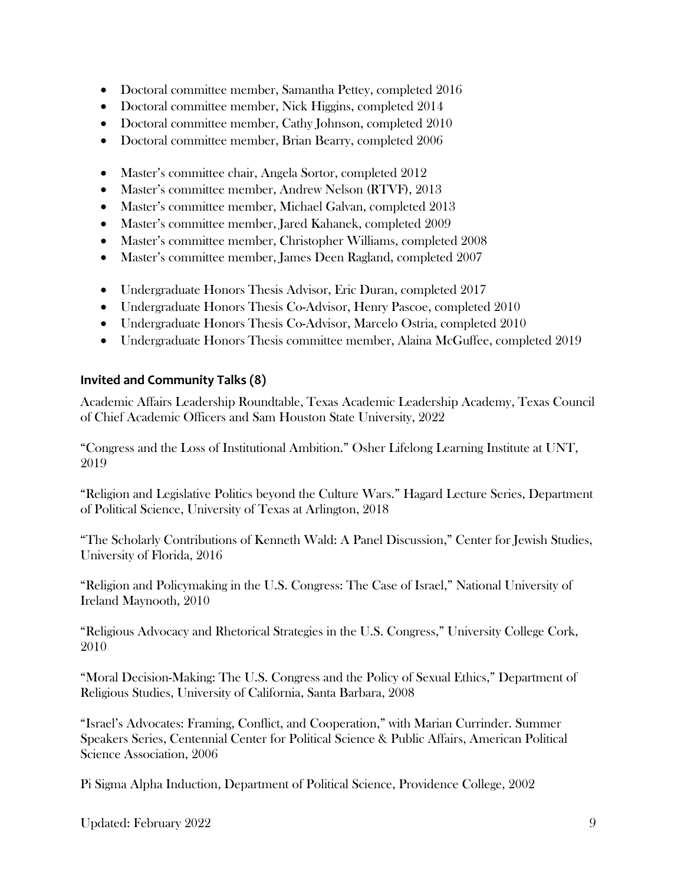- Doctoral committee member, Samantha Pettey, completed 2016
- Doctoral committee member, Nick Higgins, completed 2014
- Doctoral committee member, Cathy Johnson, completed 2010
- Doctoral committee member, Brian Bearry, completed 2006

- Master's committee chair, Angela Sortor, completed 2012
- Master's committee member, Andrew Nelson (RTVF), 2013
- Master's committee member, Michael Galvan, completed 2013
- Master's committee member, Jared Kahanek, completed 2009
- Master's committee member, Christopher Williams, completed 2008
- Master's committee member, James Deen Ragland, completed 2007

- Undergraduate Honors Thesis Advisor, Eric Duran, completed 2017
- Undergraduate Honors Thesis Co-Advisor, Henry Pascoe, completed 2010
- Undergraduate Honors Thesis Co-Advisor, Marcelo Ostria, completed 2010
- Undergraduate Honors Thesis committee member, Alaina McGuffee, completed 2019

### Invited and Community Talks (8)

Academic Affairs Leadership Roundtable, Texas Academic Leadership Academy, Texas Council of Chief Academic Officers and Sam Houston State University, 2022

"Congress and the Loss of Institutional Ambition." Osher Lifelong Learning Institute at UNT, 2019

"Religion and Legislative Politics beyond the Culture Wars." Hagard Lecture Series, Department of Political Science, University of Texas at Arlington, 2018

"The Scholarly Contributions of Kenneth Wald: A Panel Discussion," Center for Jewish Studies, University of Florida, 2016

"Religion and Policymaking in the U.S. Congress: The Case of Israel," National University of Ireland Maynooth, 2010

"Religious Advocacy and Rhetorical Strategies in the U.S. Congress," University College Cork, 2010

"Moral Decision-Making: The U.S. Congress and the Policy of Sexual Ethics," Department of Religious Studies, University of California, Santa Barbara, 2008

"Israel's Advocates: Framing, Conflict, and Cooperation," with Marian Currinder. Summer Speakers Series, Centennial Center for Political Science & Public Affairs, American Political Science Association, 2006

Pi Sigma Alpha Induction, Department of Political Science, Providence College, 2002

Updated: February 2022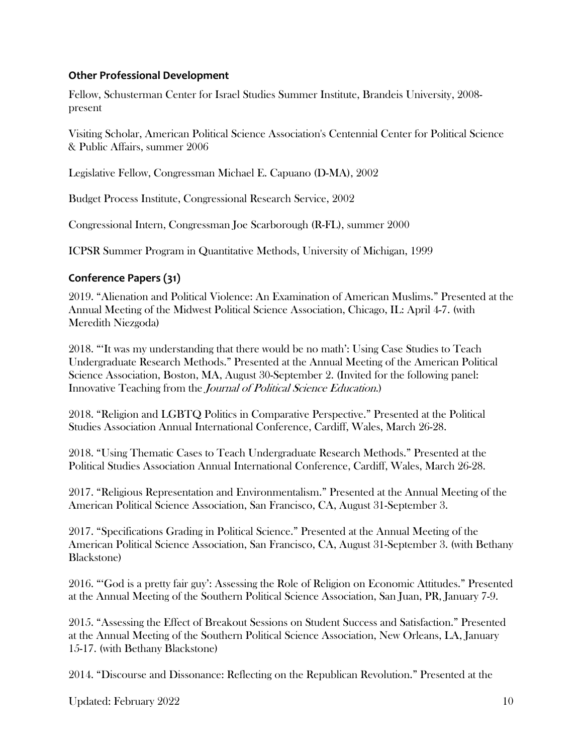### Other Professional Development

Fellow, Schusterman Center for Israel Studies Summer Institute, Brandeis University, 2008-present

Visiting Scholar, American Political Science Association's Centennial Center for Political Science & Public Affairs, summer 2006

Legislative Fellow, Congressman Michael E. Capuano (D-MA), 2002

Budget Process Institute, Congressional Research Service, 2002

Congressional Intern, Congressman Joe Scarborough (R-FL), summer 2000

ICPSR Summer Program in Quantitative Methods, University of Michigan, 1999

### Conference Papers (31)

2019. "Alienation and Political Violence: An Examination of American Muslims." Presented at the Annual Meeting of the Midwest Political Science Association, Chicago, IL: April 4-7. (with Meredith Niezgoda)

2018. "'It was my understanding that there would be no math': Using Case Studies to Teach Undergraduate Research Methods." Presented at the Annual Meeting of the American Political Science Association, Boston, MA, August 30-September 2. (Invited for the following panel: Innovative Teaching from the *Journal of Political Science Education*.)

2018. "Religion and LGBTQ Politics in Comparative Perspective." Presented at the Political Studies Association Annual International Conference, Cardiff, Wales, March 26-28.

2018. "Using Thematic Cases to Teach Undergraduate Research Methods." Presented at the Political Studies Association Annual International Conference, Cardiff, Wales, March 26-28.

2017. "Religious Representation and Environmentalism." Presented at the Annual Meeting of the American Political Science Association, San Francisco, CA, August 31-September 3.

2017. "Specifications Grading in Political Science." Presented at the Annual Meeting of the American Political Science Association, San Francisco, CA, August 31-September 3. (with Bethany Blackstone)

2016. "'God is a pretty fair guy': Assessing the Role of Religion on Economic Attitudes." Presented at the Annual Meeting of the Southern Political Science Association, San Juan, PR, January 7-9.

2015. "Assessing the Effect of Breakout Sessions on Student Success and Satisfaction." Presented at the Annual Meeting of the Southern Political Science Association, New Orleans, LA, January 15-17. (with Bethany Blackstone)

2014. "Discourse and Dissonance: Reflecting on the Republican Revolution." Presented at the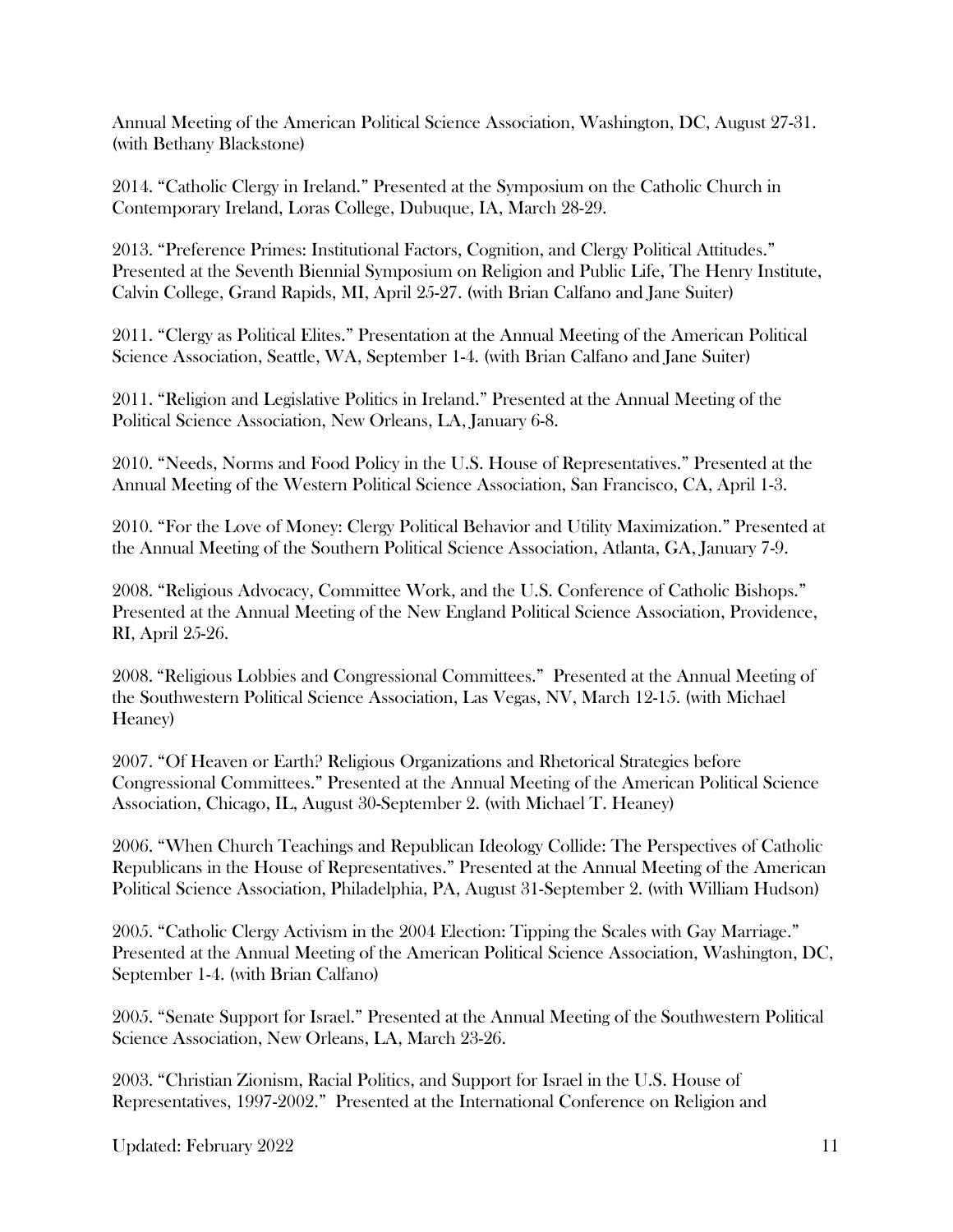Annual Meeting of the American Political Science Association, Washington, DC, August 27-31. (with Bethany Blackstone)

2014. "Catholic Clergy in Ireland." Presented at the Symposium on the Catholic Church in Contemporary Ireland, Loras College, Dubuque, IA, March 28-29.

2013. "Preference Primes: Institutional Factors, Cognition, and Clergy Political Attitudes." Presented at the Seventh Biennial Symposium on Religion and Public Life, The Henry Institute, Calvin College, Grand Rapids, MI, April 25-27. (with Brian Calfano and Jane Suiter)

2011. "Clergy as Political Elites." Presentation at the Annual Meeting of the American Political Science Association, Seattle, WA, September 1-4. (with Brian Calfano and Jane Suiter)

2011. "Religion and Legislative Politics in Ireland." Presented at the Annual Meeting of the Political Science Association, New Orleans, LA, January 6-8.

2010. "Needs, Norms and Food Policy in the U.S. House of Representatives." Presented at the Annual Meeting of the Western Political Science Association, San Francisco, CA, April 1-3.

2010. "For the Love of Money: Clergy Political Behavior and Utility Maximization." Presented at the Annual Meeting of the Southern Political Science Association, Atlanta, GA, January 7-9.

2008. "Religious Advocacy, Committee Work, and the U.S. Conference of Catholic Bishops." Presented at the Annual Meeting of the New England Political Science Association, Providence, RI, April 25-26.

2008. "Religious Lobbies and Congressional Committees." Presented at the Annual Meeting of the Southwestern Political Science Association, Las Vegas, NV, March 12-15. (with Michael Heaney)

2007. "Of Heaven or Earth? Religious Organizations and Rhetorical Strategies before Congressional Committees." Presented at the Annual Meeting of the American Political Science Association, Chicago, IL, August 30-September 2. (with Michael T. Heaney)

2006. "When Church Teachings and Republican Ideology Collide: The Perspectives of Catholic Republicans in the House of Representatives." Presented at the Annual Meeting of the American Political Science Association, Philadelphia, PA, August 31-September 2. (with William Hudson)

2005. "Catholic Clergy Activism in the 2004 Election: Tipping the Scales with Gay Marriage." Presented at the Annual Meeting of the American Political Science Association, Washington, DC, September 1-4. (with Brian Calfano)

2005. "Senate Support for Israel." Presented at the Annual Meeting of the Southwestern Political Science Association, New Orleans, LA, March 23-26.

2003. "Christian Zionism, Racial Politics, and Support for Israel in the U.S. House of Representatives, 1997-2002." Presented at the International Conference on Religion and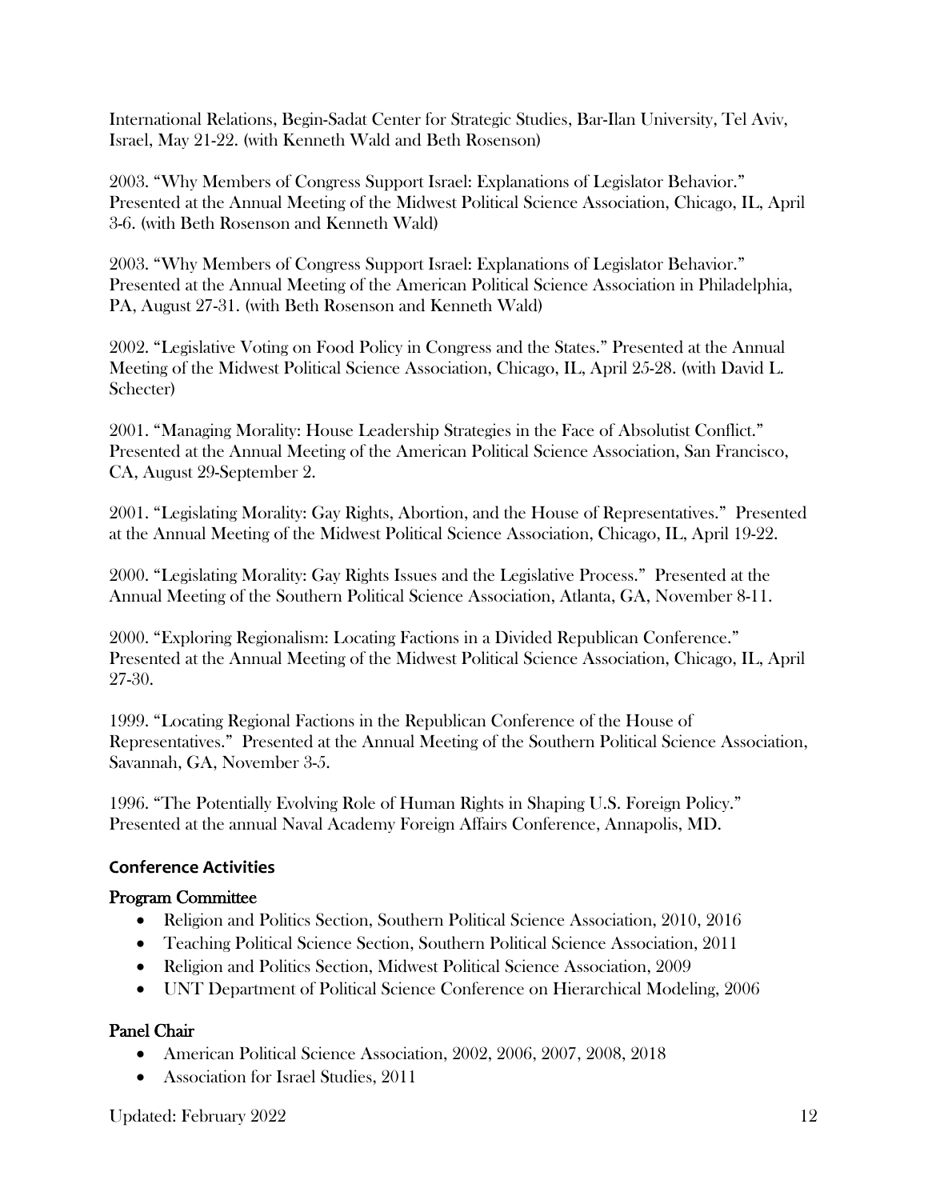International Relations, Begin-Sadat Center for Strategic Studies, Bar-Ilan University, Tel Aviv, Israel, May 21-22. (with Kenneth Wald and Beth Rosenson)

2003. "Why Members of Congress Support Israel: Explanations of Legislator Behavior." Presented at the Annual Meeting of the Midwest Political Science Association, Chicago, IL, April 3-6. (with Beth Rosenson and Kenneth Wald)

2003. "Why Members of Congress Support Israel: Explanations of Legislator Behavior." Presented at the Annual Meeting of the American Political Science Association in Philadelphia, PA, August 27-31. (with Beth Rosenson and Kenneth Wald)

2002. "Legislative Voting on Food Policy in Congress and the States." Presented at the Annual Meeting of the Midwest Political Science Association, Chicago, IL, April 25-28. (with David L. Schecter)

2001. "Managing Morality: House Leadership Strategies in the Face of Absolutist Conflict." Presented at the Annual Meeting of the American Political Science Association, San Francisco, CA, August 29-September 2.

2001. "Legislating Morality: Gay Rights, Abortion, and the House of Representatives." Presented at the Annual Meeting of the Midwest Political Science Association, Chicago, IL, April 19-22.

2000. "Legislating Morality: Gay Rights Issues and the Legislative Process." Presented at the Annual Meeting of the Southern Political Science Association, Atlanta, GA, November 8-11.

2000. "Exploring Regionalism: Locating Factions in a Divided Republican Conference." Presented at the Annual Meeting of the Midwest Political Science Association, Chicago, IL, April 27-30.

1999. "Locating Regional Factions in the Republican Conference of the House of Representatives." Presented at the Annual Meeting of the Southern Political Science Association, Savannah, GA, November 3-5.

1996. "The Potentially Evolving Role of Human Rights in Shaping U.S. Foreign Policy." Presented at the annual Naval Academy Foreign Affairs Conference, Annapolis, MD.

## Conference Activities

### Program Committee

- Religion and Politics Section, Southern Political Science Association, 2010, 2016
- Teaching Political Science Section, Southern Political Science Association, 2011
- Religion and Politics Section, Midwest Political Science Association, 2009
- UNT Department of Political Science Conference on Hierarchical Modeling, 2006

### Panel Chair

- American Political Science Association, 2002, 2006, 2007, 2008, 2018
- Association for Israel Studies, 2011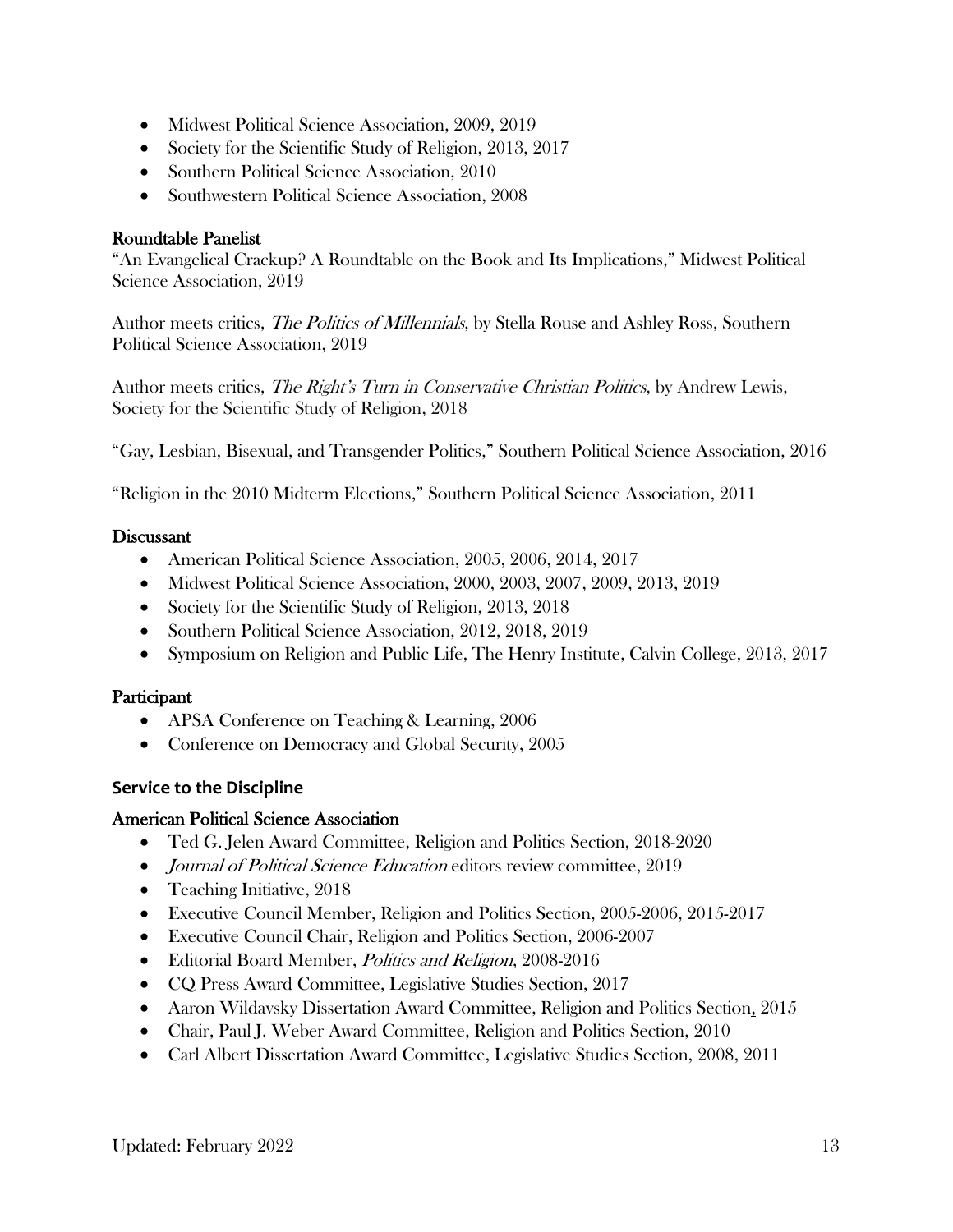- Midwest Political Science Association, 2009, 2019
- Society for the Scientific Study of Religion, 2013, 2017
- Southern Political Science Association, 2010
- Southwestern Political Science Association, 2008

### Roundtable Panelist

"An Evangelical Crackup? A Roundtable on the Book and Its Implications," Midwest Political Science Association, 2019

Author meets critics, *The Politics of Millennials*, by Stella Rouse and Ashley Ross, Southern Political Science Association, 2019

Author meets critics, *The Right's Turn in Conservative Christian Politics*, by Andrew Lewis, Society for the Scientific Study of Religion, 2018

"Gay, Lesbian, Bisexual, and Transgender Politics," Southern Political Science Association, 2016

"Religion in the 2010 Midterm Elections," Southern Political Science Association, 2011

### Discussant

- American Political Science Association, 2005, 2006, 2014, 2017
- Midwest Political Science Association, 2000, 2003, 2007, 2009, 2013, 2019
- Society for the Scientific Study of Religion, 2013, 2018
- Southern Political Science Association, 2012, 2018, 2019
- Symposium on Religion and Public Life, The Henry Institute, Calvin College, 2013, 2017

### Participant

- APSA Conference on Teaching & Learning, 2006
- Conference on Democracy and Global Security, 2005

## Service to the Discipline

### American Political Science Association

- Ted G. Jelen Award Committee, Religion and Politics Section, 2018-2020
- *Journal of Political Science Education* editors review committee, 2019
- Teaching Initiative, 2018
- Executive Council Member, Religion and Politics Section, 2005-2006, 2015-2017
- Executive Council Chair, Religion and Politics Section, 2006-2007
- Editorial Board Member, *Politics and Religion*, 2008-2016
- CQ Press Award Committee, Legislative Studies Section, 2017
- Aaron Wildavsky Dissertation Award Committee, Religion and Politics Section, 2015
- Chair, Paul J. Weber Award Committee, Religion and Politics Section, 2010
- Carl Albert Dissertation Award Committee, Legislative Studies Section, 2008, 2011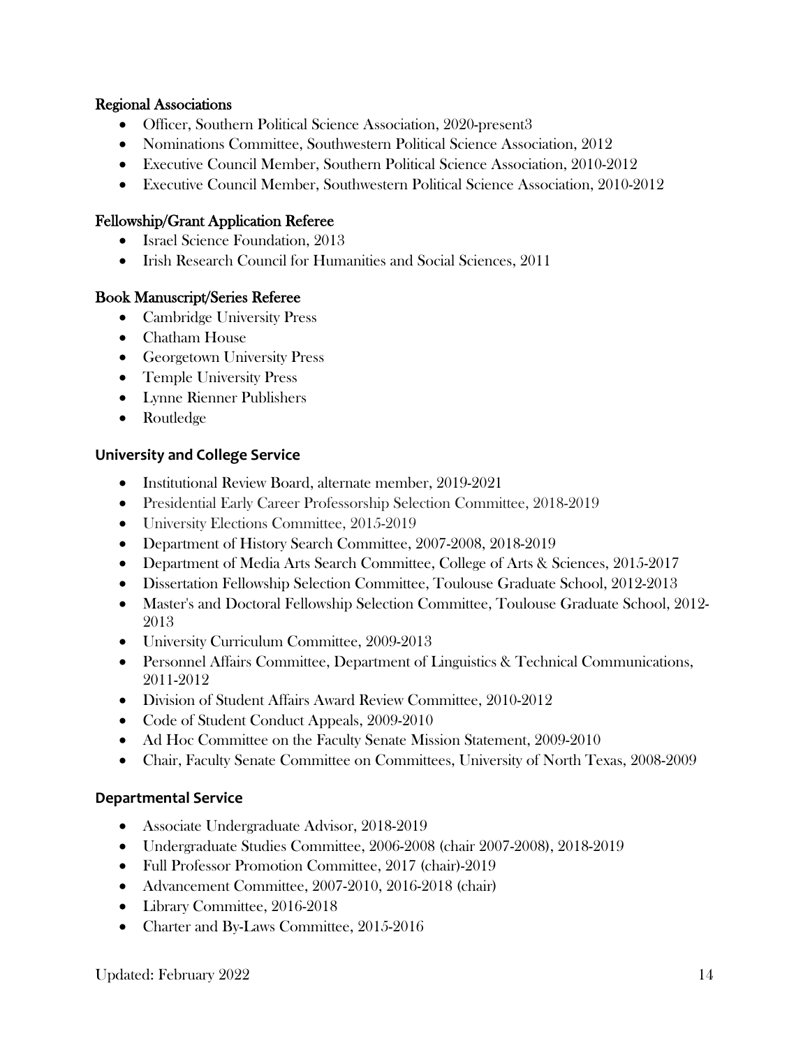### Regional Associations

- Officer, Southern Political Science Association, 2020-present3
- Nominations Committee, Southwestern Political Science Association, 2012
- Executive Council Member, Southern Political Science Association, 2010-2012
- Executive Council Member, Southwestern Political Science Association, 2010-2012

### Fellowship/Grant Application Referee

- Israel Science Foundation, 2013
- Irish Research Council for Humanities and Social Sciences, 2011

### Book Manuscript/Series Referee

- Cambridge University Press
- Chatham House
- Georgetown University Press
- Temple University Press
- Lynne Rienner Publishers
- Routledge

### University and College Service

- Institutional Review Board, alternate member, 2019-2021
- Presidential Early Career Professorship Selection Committee, 2018-2019
- University Elections Committee, 2015-2019
- Department of History Search Committee, 2007-2008, 2018-2019
- Department of Media Arts Search Committee, College of Arts & Sciences, 2015-2017
- Dissertation Fellowship Selection Committee, Toulouse Graduate School, 2012-2013
- Master's and Doctoral Fellowship Selection Committee, Toulouse Graduate School, 2012-2013
- University Curriculum Committee, 2009-2013
- Personnel Affairs Committee, Department of Linguistics & Technical Communications, 2011-2012
- Division of Student Affairs Award Review Committee, 2010-2012
- Code of Student Conduct Appeals, 2009-2010
- Ad Hoc Committee on the Faculty Senate Mission Statement, 2009-2010
- Chair, Faculty Senate Committee on Committees, University of North Texas, 2008-2009

### Departmental Service

- Associate Undergraduate Advisor, 2018-2019
- Undergraduate Studies Committee, 2006-2008 (chair 2007-2008), 2018-2019
- Full Professor Promotion Committee, 2017 (chair)-2019
- Advancement Committee, 2007-2010, 2016-2018 (chair)
- Library Committee, 2016-2018
- Charter and By-Laws Committee, 2015-2016

Updated: February 2022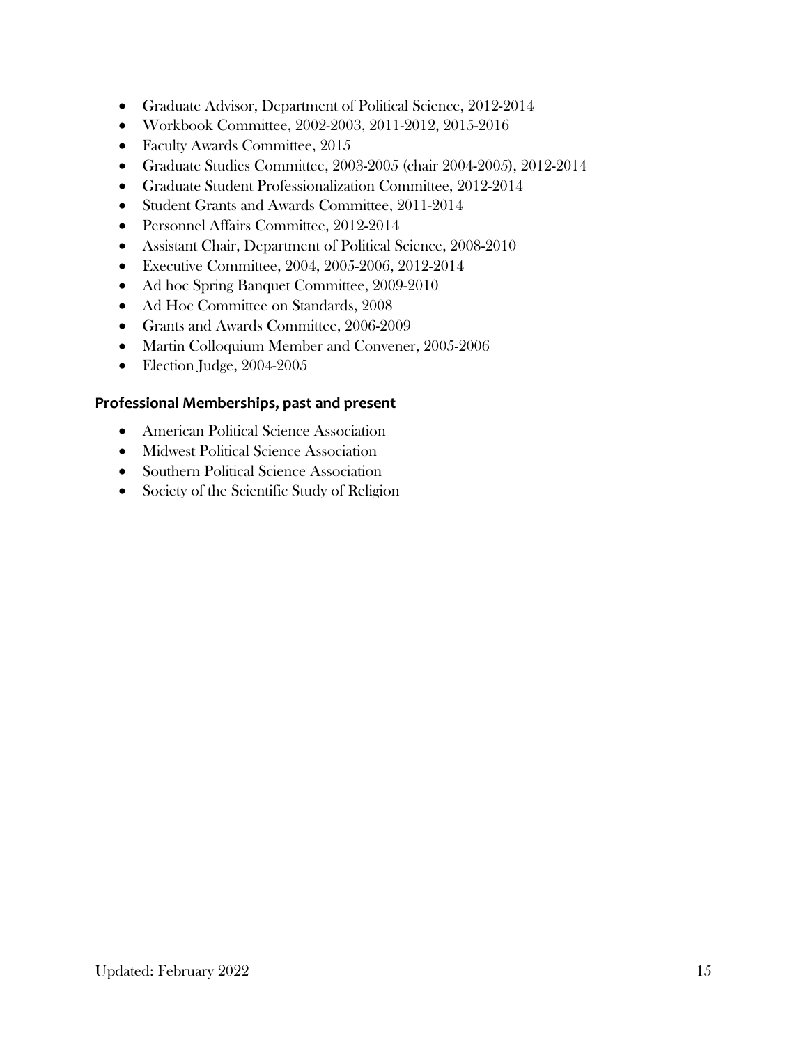- Graduate Advisor, Department of Political Science, 2012-2014
- Workbook Committee, 2002-2003, 2011-2012, 2015-2016
- Faculty Awards Committee, 2015
- Graduate Studies Committee, 2003-2005 (chair 2004-2005), 2012-2014
- Graduate Student Professionalization Committee, 2012-2014
- Student Grants and Awards Committee, 2011-2014
- Personnel Affairs Committee, 2012-2014
- Assistant Chair, Department of Political Science, 2008-2010
- Executive Committee, 2004, 2005-2006, 2012-2014
- Ad hoc Spring Banquet Committee, 2009-2010
- Ad Hoc Committee on Standards, 2008
- Grants and Awards Committee, 2006-2009
- Martin Colloquium Member and Convener, 2005-2006
- Election Judge, 2004-2005

### Professional Memberships, past and present

- American Political Science Association
- Midwest Political Science Association
- Southern Political Science Association
- Society of the Scientific Study of Religion

Updated: February 2022